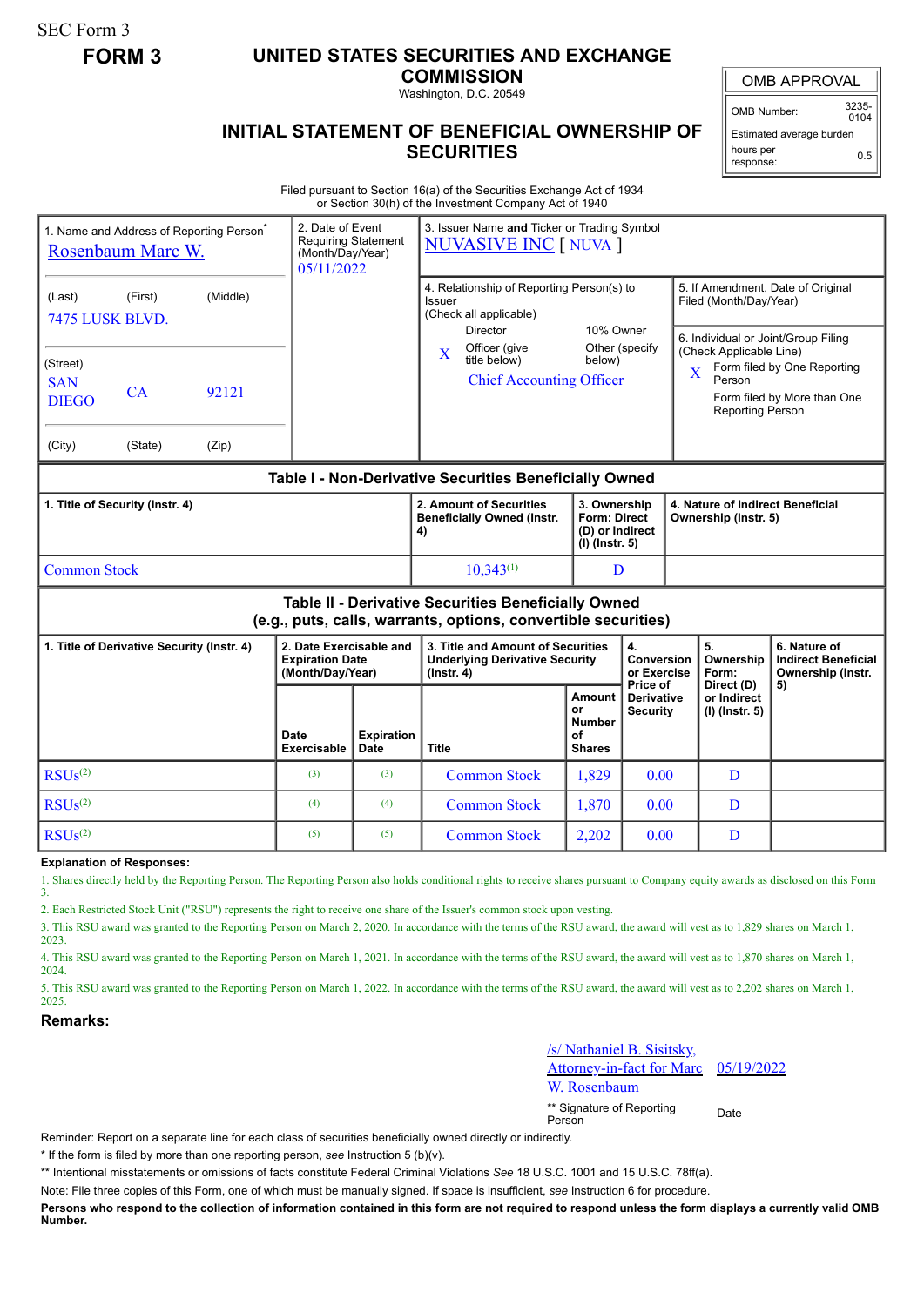SEC Form 3

**FORM 3**

# UNITED STATES SECURITIES AND EXCHANGE COMMISSION

Washington, D.C. 20549

## INITIAL STATEMENT OF BENEFICIAL OWNERSHIP OF SECURITIES

| OMB APPROVAL | |
|---|---|
| OMB Number: | 3235-0104 |
| Estimated average burden hours per response: | 0.5 |

Filed pursuant to Section 16(a) of the Securities Exchange Act of 1934 or Section 30(h) of the Investment Company Act of 1940

| 1. Name and Address of Reporting Person* | 2. Date of Event Requiring Statement (Month/Day/Year) | 3. Issuer Name **and** Ticker or Trading Symbol |
|---|---|---|
| Rosenbaum Marc W. | 05/11/2022 | NUVASIVE INC [ NUVA ] |
| (Last) (First) (Middle) 7475 LUSK BLVD. | | 4. Relationship of Reporting Person(s) to Issuer (Check all applicable): Director; 10% Owner; X Officer (give title below); Other (specify below) — Chief Accounting Officer |
| (Street) SAN DIEGO CA 92121 | | 5. If Amendment, Date of Original Filed (Month/Day/Year) |
| (City) (State) (Zip) | | 6. Individual or Joint/Group Filing (Check Applicable Line): X Form filed by One Reporting Person; Form filed by More than One Reporting Person |

### Table I - Non-Derivative Securities Beneficially Owned

| 1. Title of Security (Instr. 4) | 2. Amount of Securities Beneficially Owned (Instr. 4) | 3. Ownership Form: Direct (D) or Indirect (I) (Instr. 5) | 4. Nature of Indirect Beneficial Ownership (Instr. 5) |
|---|---|---|---|
| Common Stock | 10,343[(1)] | D | |

### Table II - Derivative Securities Beneficially Owned (e.g., puts, calls, warrants, options, convertible securities)

| 1. Title of Derivative Security (Instr. 4) | 2. Date Exercisable and Expiration Date (Month/Day/Year) | | 3. Title and Amount of Securities Underlying Derivative Security (Instr. 4) | | 4. Conversion or Exercise Price of Derivative Security | 5. Ownership Form: Direct (D) or Indirect (I) (Instr. 5) | 6. Nature of Indirect Beneficial Ownership (Instr. 5) |
|---|---|---|---|---|---|---|---|
| | Date Exercisable | Expiration Date | Title | Amount or Number of Shares | | | |
| RSUs[(2)] | [(3)] | [(3)] | Common Stock | 1,829 | 0.00 | D | |
| RSUs[(2)] | [(4)] | [(4)] | Common Stock | 1,870 | 0.00 | D | |
| RSUs[(2)] | [(5)] | [(5)] | Common Stock | 2,202 | 0.00 | D | |

**Explanation of Responses:**

1. Shares directly held by the Reporting Person. The Reporting Person also holds conditional rights to receive shares pursuant to Company equity awards as disclosed on this Form 3.

2. Each Restricted Stock Unit ("RSU") represents the right to receive one share of the Issuer's common stock upon vesting.

3. This RSU award was granted to the Reporting Person on March 2, 2020. In accordance with the terms of the RSU award, the award will vest as to 1,829 shares on March 1, 2023.

4. This RSU award was granted to the Reporting Person on March 1, 2021. In accordance with the terms of the RSU award, the award will vest as to 1,870 shares on March 1, 2024.

5. This RSU award was granted to the Reporting Person on March 1, 2022. In accordance with the terms of the RSU award, the award will vest as to 2,202 shares on March 1, 2025.

**Remarks:**

/s/ Nathaniel B. Sisitsky, Attorney-in-fact for Marc W. Rosenbaum — 05/19/2022

** Signature of Reporting Person — Date

Reminder: Report on a separate line for each class of securities beneficially owned directly or indirectly.

* If the form is filed by more than one reporting person, *see* Instruction 5 (b)(v).

** Intentional misstatements or omissions of facts constitute Federal Criminal Violations *See* 18 U.S.C. 1001 and 15 U.S.C. 78ff(a).

Note: File three copies of this Form, one of which must be manually signed. If space is insufficient, *see* Instruction 6 for procedure.

**Persons who respond to the collection of information contained in this form are not required to respond unless the form displays a currently valid OMB Number.**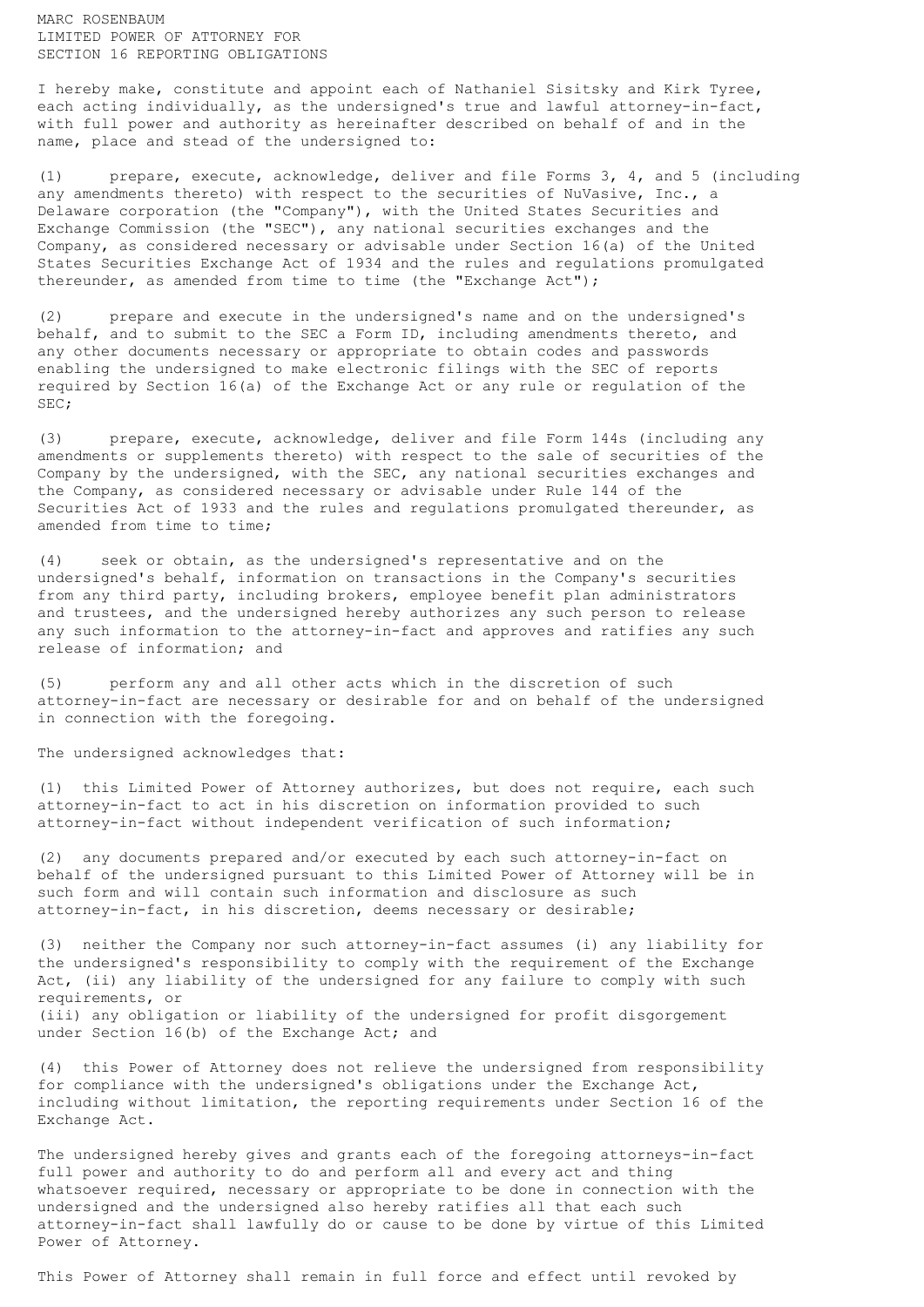MARC ROSENBAUM
LIMITED POWER OF ATTORNEY FOR
SECTION 16 REPORTING OBLIGATIONS

I hereby make, constitute and appoint each of Nathaniel Sisitsky and Kirk Tyree, each acting individually, as the undersigned's true and lawful attorney-in-fact, with full power and authority as hereinafter described on behalf of and in the name, place and stead of the undersigned to:

(1) prepare, execute, acknowledge, deliver and file Forms 3, 4, and 5 (including any amendments thereto) with respect to the securities of NuVasive, Inc., a Delaware corporation (the "Company"), with the United States Securities and Exchange Commission (the "SEC"), any national securities exchanges and the Company, as considered necessary or advisable under Section 16(a) of the United States Securities Exchange Act of 1934 and the rules and regulations promulgated thereunder, as amended from time to time (the "Exchange Act");

(2) prepare and execute in the undersigned's name and on the undersigned's behalf, and to submit to the SEC a Form ID, including amendments thereto, and any other documents necessary or appropriate to obtain codes and passwords enabling the undersigned to make electronic filings with the SEC of reports required by Section 16(a) of the Exchange Act or any rule or regulation of the SEC;

(3) prepare, execute, acknowledge, deliver and file Form 144s (including any amendments or supplements thereto) with respect to the sale of securities of the Company by the undersigned, with the SEC, any national securities exchanges and the Company, as considered necessary or advisable under Rule 144 of the Securities Act of 1933 and the rules and regulations promulgated thereunder, as amended from time to time;

(4) seek or obtain, as the undersigned's representative and on the undersigned's behalf, information on transactions in the Company's securities from any third party, including brokers, employee benefit plan administrators and trustees, and the undersigned hereby authorizes any such person to release any such information to the attorney-in-fact and approves and ratifies any such release of information; and

(5) perform any and all other acts which in the discretion of such attorney-in-fact are necessary or desirable for and on behalf of the undersigned in connection with the foregoing.

The undersigned acknowledges that:

(1) this Limited Power of Attorney authorizes, but does not require, each such attorney-in-fact to act in his discretion on information provided to such attorney-in-fact without independent verification of such information;

(2) any documents prepared and/or executed by each such attorney-in-fact on behalf of the undersigned pursuant to this Limited Power of Attorney will be in such form and will contain such information and disclosure as such attorney-in-fact, in his discretion, deems necessary or desirable;

(3) neither the Company nor such attorney-in-fact assumes (i) any liability for the undersigned's responsibility to comply with the requirement of the Exchange Act, (ii) any liability of the undersigned for any failure to comply with such requirements, or
(iii) any obligation or liability of the undersigned for profit disgorgement under Section 16(b) of the Exchange Act; and

(4) this Power of Attorney does not relieve the undersigned from responsibility for compliance with the undersigned's obligations under the Exchange Act, including without limitation, the reporting requirements under Section 16 of the Exchange Act.

The undersigned hereby gives and grants each of the foregoing attorneys-in-fact full power and authority to do and perform all and every act and thing whatsoever required, necessary or appropriate to be done in connection with the undersigned and the undersigned also hereby ratifies all that each such attorney-in-fact shall lawfully do or cause to be done by virtue of this Limited Power of Attorney.

This Power of Attorney shall remain in full force and effect until revoked by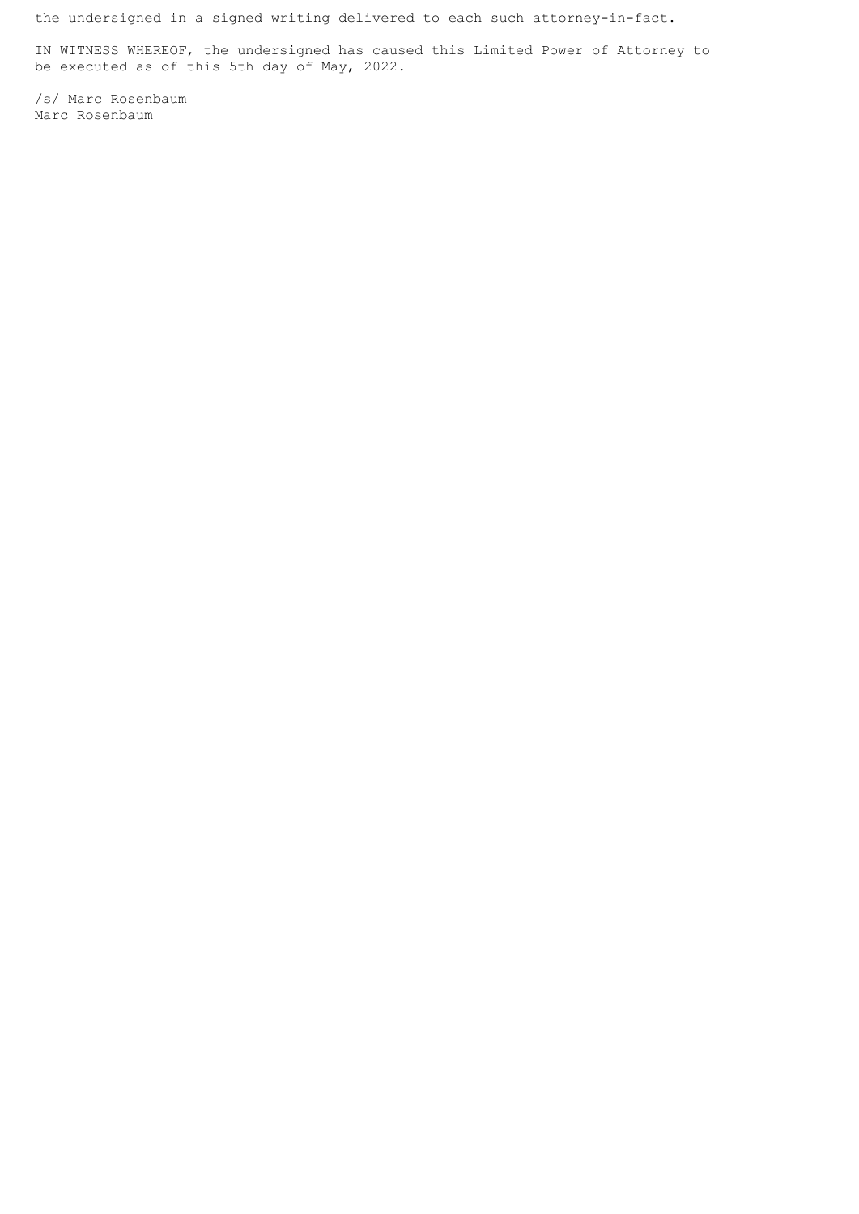the undersigned in a signed writing delivered to each such attorney-in-fact.

IN WITNESS WHEREOF, the undersigned has caused this Limited Power of Attorney to be executed as of this 5th day of May, 2022.

/s/ Marc Rosenbaum
Marc Rosenbaum